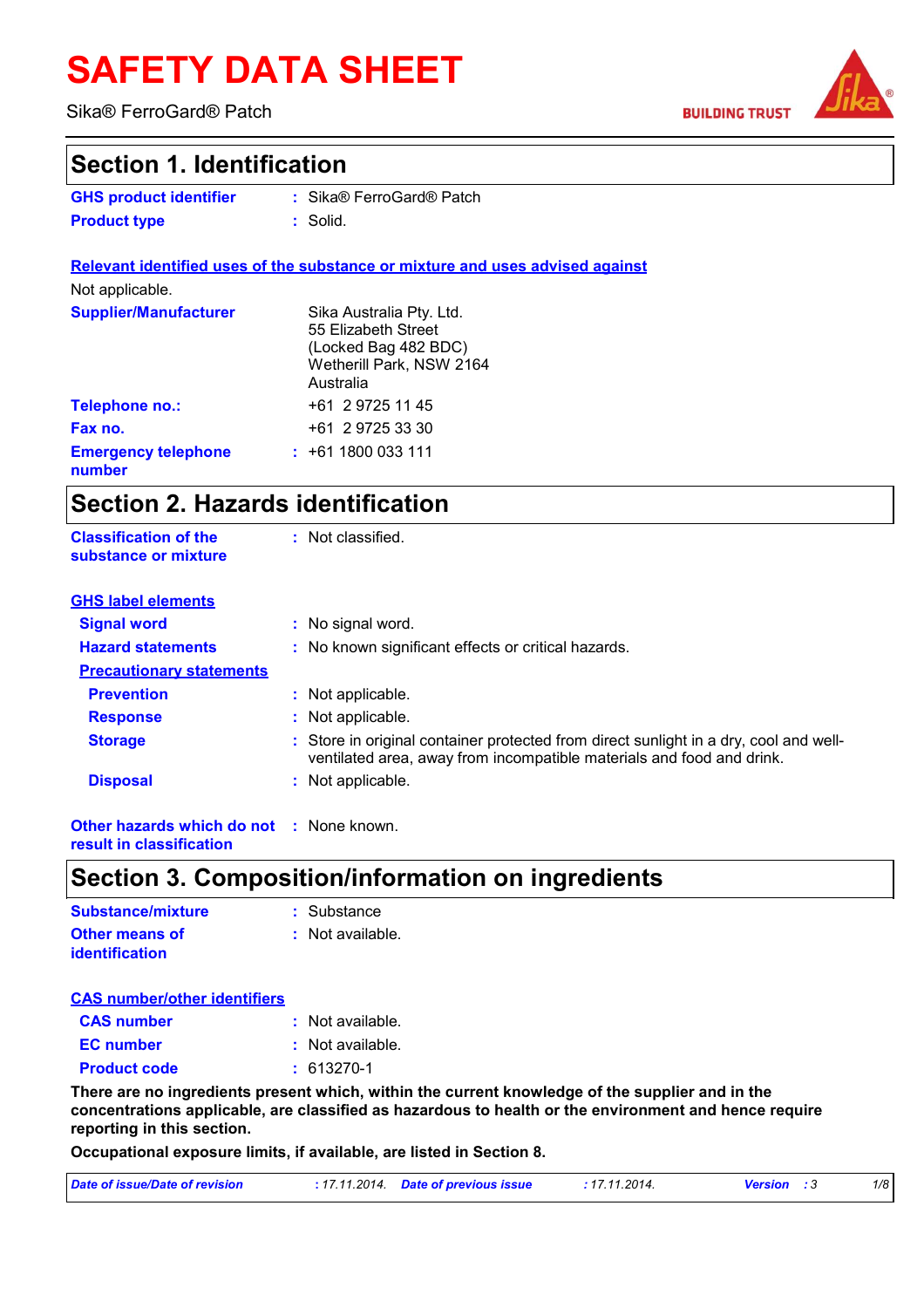# SAFETY DATA SHEET

Sika® FerroGard® Patch

BUILDING TRUST

## Section 1. Identification

**GHS product identifier** : Sika® FerroGard® Patch

**Product type** : Solid.

**Relevant identified uses of the substance or mixture and uses advised against**

Not applicable.

**Supplier/Manufacturer** Sika Australia Pty. Ltd.
55 Elizabeth Street
(Locked Bag 482 BDC)
Wetherill Park, NSW 2164
Australia

**Telephone no.:** +61 2 9725 11 45

**Fax no.** +61 2 9725 33 30

**Emergency telephone number** : +61 1800 033 111

## Section 2. Hazards identification

**Classification of the substance or mixture** : Not classified.

**GHS label elements**

**Signal word** : No signal word.

**Hazard statements** : No known significant effects or critical hazards.

**Precautionary statements**

**Prevention** : Not applicable.

**Response** : Not applicable.

**Storage** : Store in original container protected from direct sunlight in a dry, cool and well-ventilated area, away from incompatible materials and food and drink.

**Disposal** : Not applicable.

**Other hazards which do not result in classification** : None known.

## Section 3. Composition/information on ingredients

**Substance/mixture** : Substance

**Other means of identification** : Not available.

**CAS number/other identifiers**

**CAS number** : Not available.

**EC number** : Not available.

**Product code** : 613270-1

**There are no ingredients present which, within the current knowledge of the supplier and in the concentrations applicable, are classified as hazardous to health or the environment and hence require reporting in this section.**

**Occupational exposure limits, if available, are listed in Section 8.**

*Date of issue/Date of revision* : 17.11.2014. *Date of previous issue* : 17.11.2014. *Version* : 3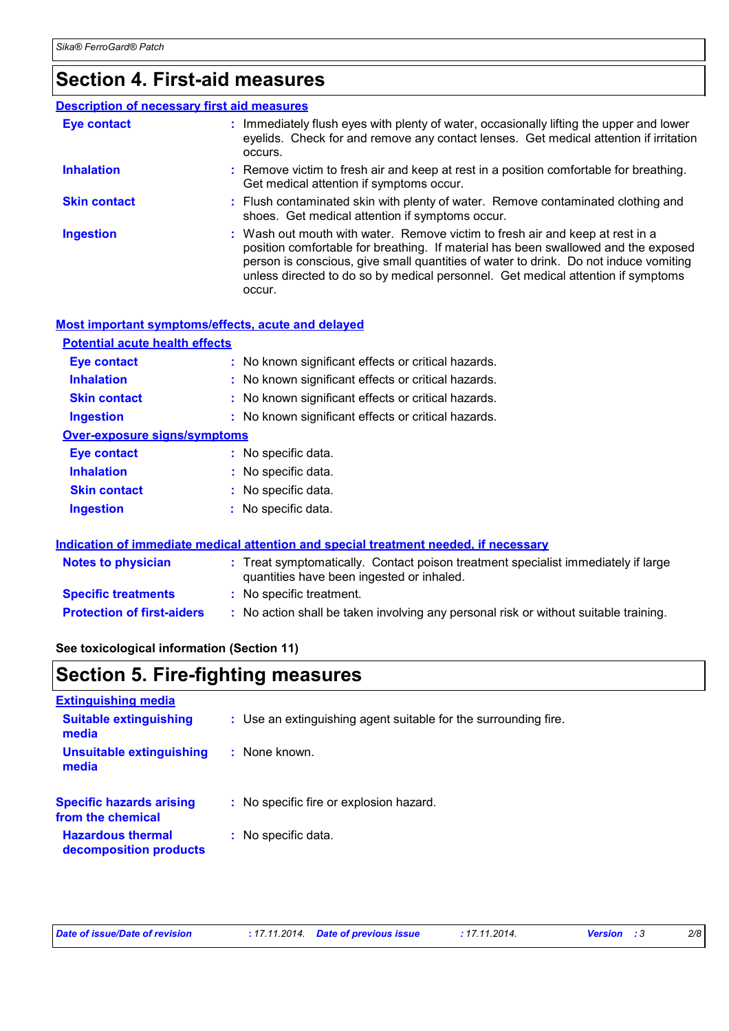## Section 4. First-aid measures

### Description of necessary first aid measures

**Eye contact** : Immediately flush eyes with plenty of water, occasionally lifting the upper and lower eyelids. Check for and remove any contact lenses. Get medical attention if irritation occurs.

**Inhalation** : Remove victim to fresh air and keep at rest in a position comfortable for breathing. Get medical attention if symptoms occur.

**Skin contact** : Flush contaminated skin with plenty of water. Remove contaminated clothing and shoes. Get medical attention if symptoms occur.

**Ingestion** : Wash out mouth with water. Remove victim to fresh air and keep at rest in a position comfortable for breathing. If material has been swallowed and the exposed person is conscious, give small quantities of water to drink. Do not induce vomiting unless directed to do so by medical personnel. Get medical attention if symptoms occur.

### Most important symptoms/effects, acute and delayed

#### Potential acute health effects

**Eye contact** : No known significant effects or critical hazards.

**Inhalation** : No known significant effects or critical hazards.

**Skin contact** : No known significant effects or critical hazards.

**Ingestion** : No known significant effects or critical hazards.

#### Over-exposure signs/symptoms

**Eye contact** : No specific data.

**Inhalation** : No specific data.

**Skin contact** : No specific data.

**Ingestion** : No specific data.

### Indication of immediate medical attention and special treatment needed, if necessary

**Notes to physician** : Treat symptomatically. Contact poison treatment specialist immediately if large quantities have been ingested or inhaled.

**Specific treatments** : No specific treatment.

**Protection of first-aiders** : No action shall be taken involving any personal risk or without suitable training.

**See toxicological information (Section 11)**

## Section 5. Fire-fighting measures

### Extinguishing media

**Suitable extinguishing media** : Use an extinguishing agent suitable for the surrounding fire.

**Unsuitable extinguishing media** : None known.

**Specific hazards arising from the chemical** : No specific fire or explosion hazard.

**Hazardous thermal decomposition products** : No specific data.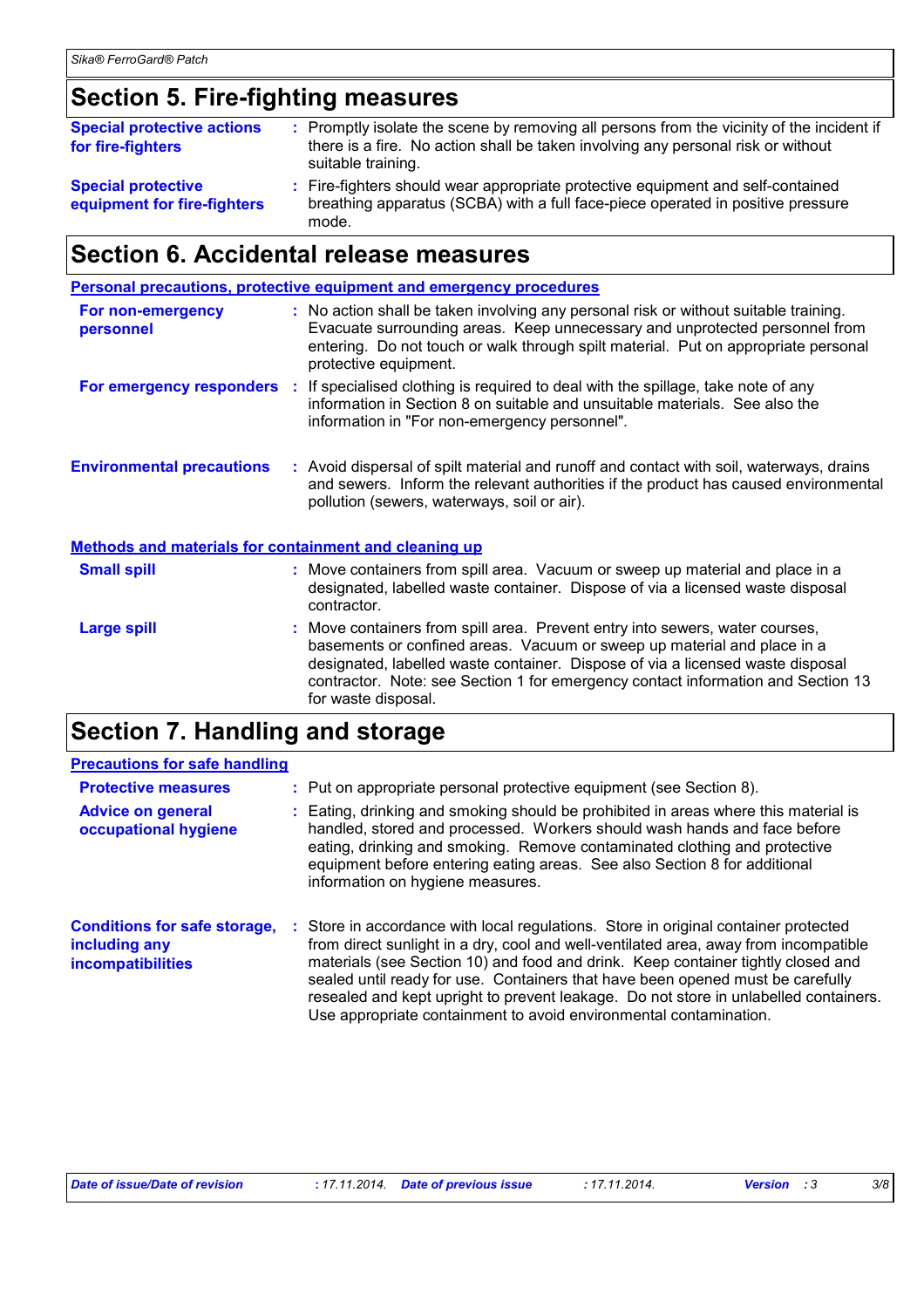## Section 5. Fire-fighting measures

**Special protective actions for fire-fighters** : Promptly isolate the scene by removing all persons from the vicinity of the incident if there is a fire. No action shall be taken involving any personal risk or without suitable training.

**Special protective equipment for fire-fighters** : Fire-fighters should wear appropriate protective equipment and self-contained breathing apparatus (SCBA) with a full face-piece operated in positive pressure mode.

## Section 6. Accidental release measures

### Personal precautions, protective equipment and emergency procedures

**For non-emergency personnel** : No action shall be taken involving any personal risk or without suitable training. Evacuate surrounding areas. Keep unnecessary and unprotected personnel from entering. Do not touch or walk through spilt material. Put on appropriate personal protective equipment.

**For emergency responders** : If specialised clothing is required to deal with the spillage, take note of any information in Section 8 on suitable and unsuitable materials. See also the information in "For non-emergency personnel".

**Environmental precautions** : Avoid dispersal of spilt material and runoff and contact with soil, waterways, drains and sewers. Inform the relevant authorities if the product has caused environmental pollution (sewers, waterways, soil or air).

### Methods and materials for containment and cleaning up

**Small spill** : Move containers from spill area. Vacuum or sweep up material and place in a designated, labelled waste container. Dispose of via a licensed waste disposal contractor.

**Large spill** : Move containers from spill area. Prevent entry into sewers, water courses, basements or confined areas. Vacuum or sweep up material and place in a designated, labelled waste container. Dispose of via a licensed waste disposal contractor. Note: see Section 1 for emergency contact information and Section 13 for waste disposal.

## Section 7. Handling and storage

### Precautions for safe handling

**Protective measures** : Put on appropriate personal protective equipment (see Section 8).

**Advice on general occupational hygiene** : Eating, drinking and smoking should be prohibited in areas where this material is handled, stored and processed. Workers should wash hands and face before eating, drinking and smoking. Remove contaminated clothing and protective equipment before entering eating areas. See also Section 8 for additional information on hygiene measures.

**Conditions for safe storage, including any incompatibilities** : Store in accordance with local regulations. Store in original container protected from direct sunlight in a dry, cool and well-ventilated area, away from incompatible materials (see Section 10) and food and drink. Keep container tightly closed and sealed until ready for use. Containers that have been opened must be carefully resealed and kept upright to prevent leakage. Do not store in unlabelled containers. Use appropriate containment to avoid environmental contamination.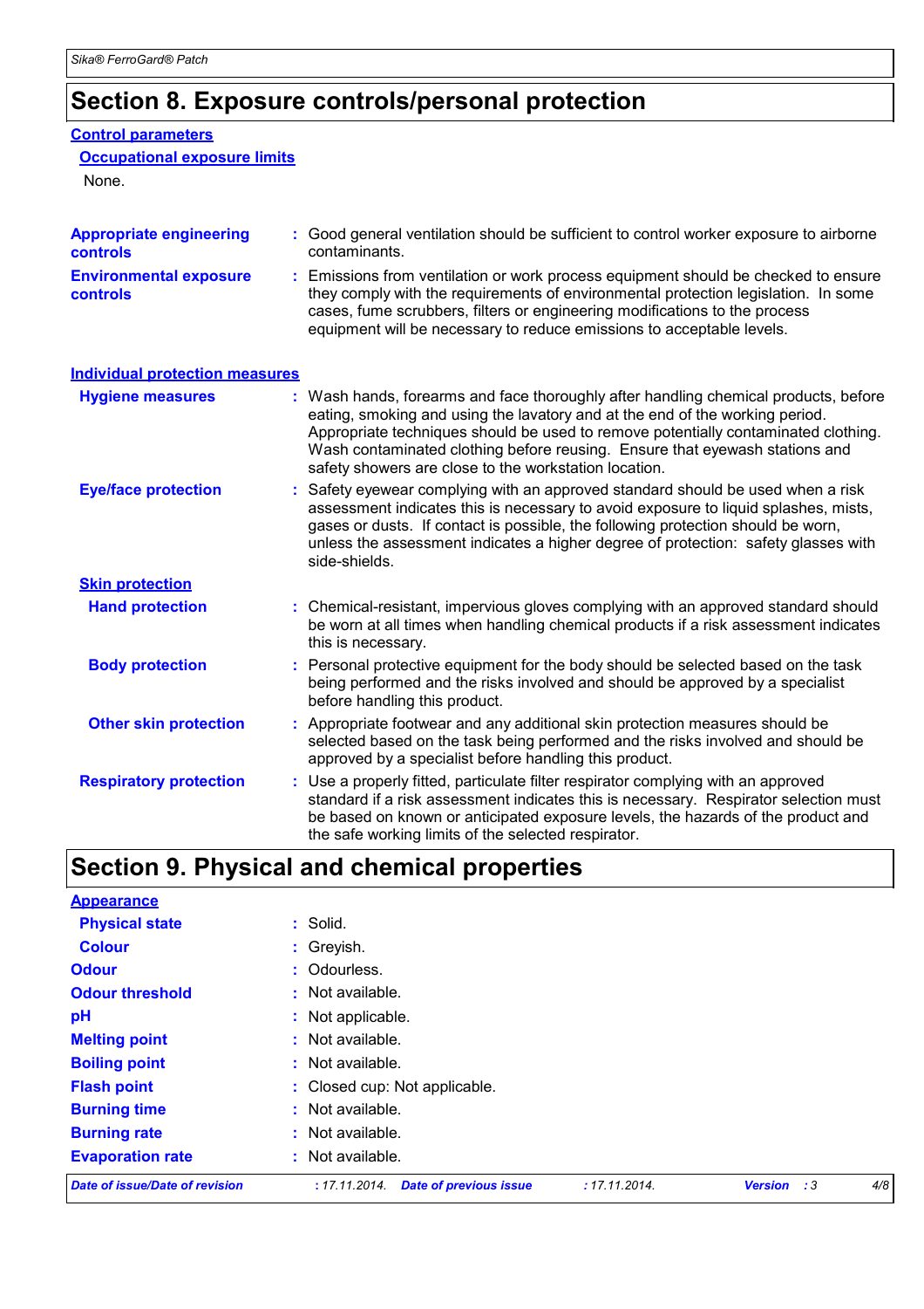# Section 8. Exposure controls/personal protection

## Control parameters

### Occupational exposure limits

None.

**Appropriate engineering controls** : Good general ventilation should be sufficient to control worker exposure to airborne contaminants.

**Environmental exposure controls** : Emissions from ventilation or work process equipment should be checked to ensure they comply with the requirements of environmental protection legislation. In some cases, fume scrubbers, filters or engineering modifications to the process equipment will be necessary to reduce emissions to acceptable levels.

## Individual protection measures

**Hygiene measures** : Wash hands, forearms and face thoroughly after handling chemical products, before eating, smoking and using the lavatory and at the end of the working period. Appropriate techniques should be used to remove potentially contaminated clothing. Wash contaminated clothing before reusing. Ensure that eyewash stations and safety showers are close to the workstation location.

**Eye/face protection** : Safety eyewear complying with an approved standard should be used when a risk assessment indicates this is necessary to avoid exposure to liquid splashes, mists, gases or dusts. If contact is possible, the following protection should be worn, unless the assessment indicates a higher degree of protection: safety glasses with side-shields.

### Skin protection

**Hand protection** : Chemical-resistant, impervious gloves complying with an approved standard should be worn at all times when handling chemical products if a risk assessment indicates this is necessary.

**Body protection** : Personal protective equipment for the body should be selected based on the task being performed and the risks involved and should be approved by a specialist before handling this product.

**Other skin protection** : Appropriate footwear and any additional skin protection measures should be selected based on the task being performed and the risks involved and should be approved by a specialist before handling this product.

**Respiratory protection** : Use a properly fitted, particulate filter respirator complying with an approved standard if a risk assessment indicates this is necessary. Respirator selection must be based on known or anticipated exposure levels, the hazards of the product and the safe working limits of the selected respirator.

# Section 9. Physical and chemical properties

## Appearance

**Physical state** : Solid.

**Colour** : Greyish.

**Odour** : Odourless.

**Odour threshold** : Not available.

**pH** : Not applicable.

**Melting point** : Not available.

**Boiling point** : Not available.

**Flash point** : Closed cup: Not applicable.

**Burning time** : Not available.

**Burning rate** : Not available.

**Evaporation rate** : Not available.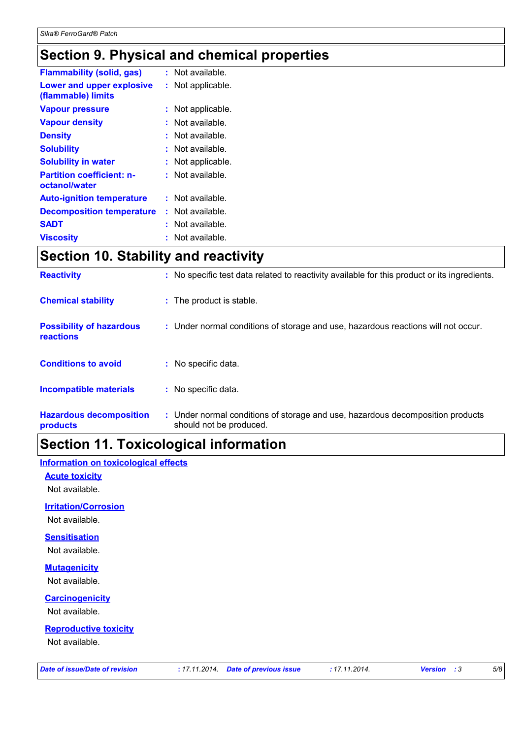## Section 9. Physical and chemical properties

| | | |
|---|---|---|
| **Flammability (solid, gas)** | : | Not available. |
| **Lower and upper explosive (flammable) limits** | : | Not applicable. |
| **Vapour pressure** | : | Not applicable. |
| **Vapour density** | : | Not available. |
| **Density** | : | Not available. |
| **Solubility** | : | Not available. |
| **Solubility in water** | : | Not applicable. |
| **Partition coefficient: n-octanol/water** | : | Not available. |
| **Auto-ignition temperature** | : | Not available. |
| **Decomposition temperature** | : | Not available. |
| **SADT** | : | Not available. |
| **Viscosity** | : | Not available. |

## Section 10. Stability and reactivity

| | | |
|---|---|---|
| **Reactivity** | : | No specific test data related to reactivity available for this product or its ingredients. |
| **Chemical stability** | : | The product is stable. |
| **Possibility of hazardous reactions** | : | Under normal conditions of storage and use, hazardous reactions will not occur. |
| **Conditions to avoid** | : | No specific data. |
| **Incompatible materials** | : | No specific data. |
| **Hazardous decomposition products** | : | Under normal conditions of storage and use, hazardous decomposition products should not be produced. |

## Section 11. Toxicological information

### Information on toxicological effects

**Acute toxicity**

Not available.

**Irritation/Corrosion**

Not available.

**Sensitisation**

Not available.

**Mutagenicity**

Not available.

**Carcinogenicity**

Not available.

**Reproductive toxicity**

Not available.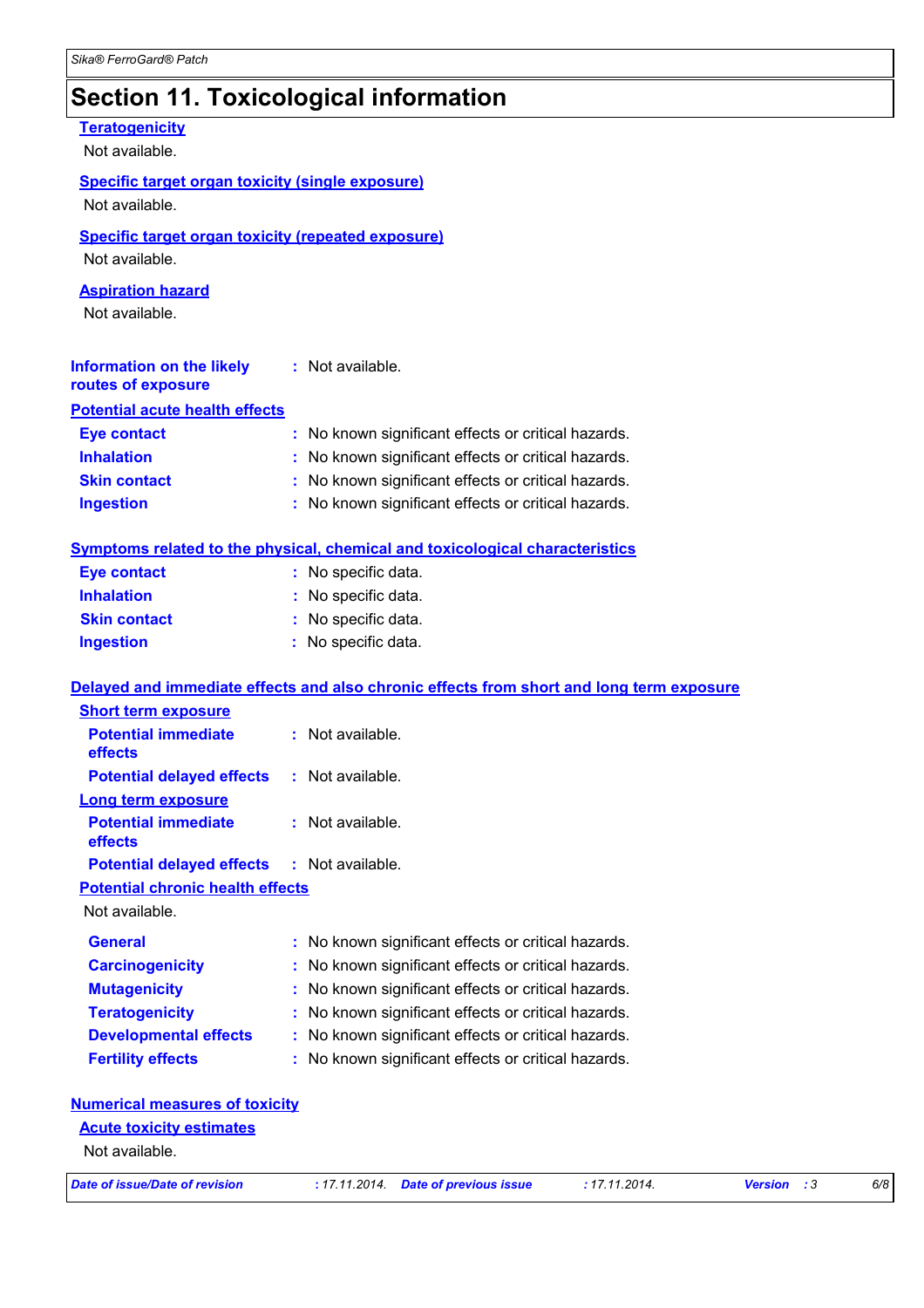# Section 11. Toxicological information

**Teratogenicity**

Not available.

**Specific target organ toxicity (single exposure)**

Not available.

**Specific target organ toxicity (repeated exposure)**

Not available.

**Aspiration hazard**

Not available.

**Information on the likely routes of exposure** : Not available.

**Potential acute health effects**

**Eye contact** : No known significant effects or critical hazards.

**Inhalation** : No known significant effects or critical hazards.

**Skin contact** : No known significant effects or critical hazards.

**Ingestion** : No known significant effects or critical hazards.

**Symptoms related to the physical, chemical and toxicological characteristics**

**Eye contact** : No specific data.

**Inhalation** : No specific data.

**Skin contact** : No specific data.

**Ingestion** : No specific data.

**Delayed and immediate effects and also chronic effects from short and long term exposure**

**Short term exposure**

**Potential immediate effects** : Not available.

**Potential delayed effects** : Not available.

**Long term exposure**

**Potential immediate effects** : Not available.

**Potential delayed effects** : Not available.

**Potential chronic health effects**

Not available.

**General** : No known significant effects or critical hazards.

**Carcinogenicity** : No known significant effects or critical hazards.

**Mutagenicity** : No known significant effects or critical hazards.

**Teratogenicity** : No known significant effects or critical hazards.

**Developmental effects** : No known significant effects or critical hazards.

**Fertility effects** : No known significant effects or critical hazards.

**Numerical measures of toxicity**

**Acute toxicity estimates**

Not available.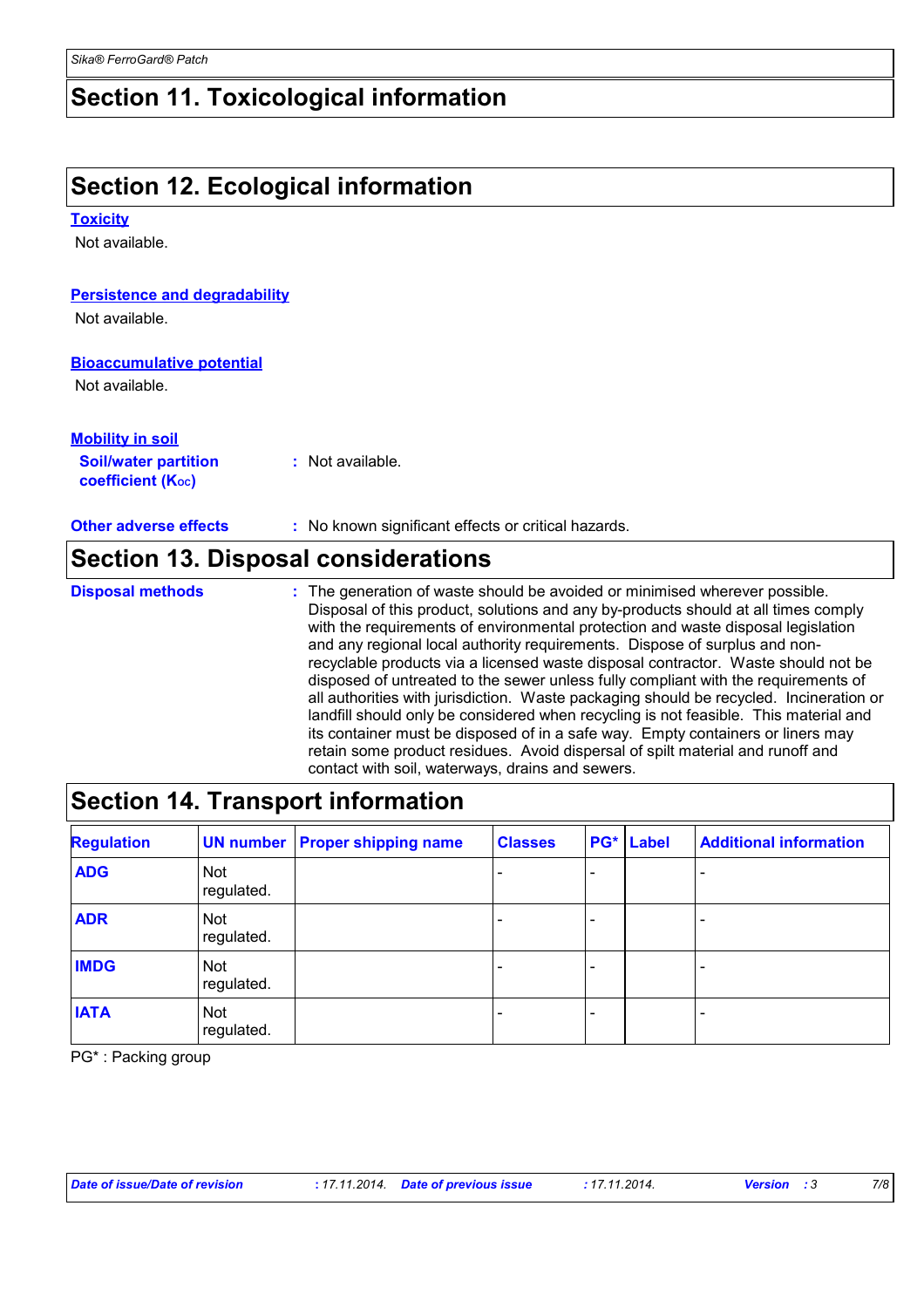## Section 11. Toxicological information

## Section 12. Ecological information

**Toxicity**

Not available.

**Persistence and degradability**

Not available.

**Bioaccumulative potential**

Not available.

**Mobility in soil**

**Soil/water partition coefficient ($K_{OC}$)** : Not available.

**Other adverse effects** : No known significant effects or critical hazards.

## Section 13. Disposal considerations

**Disposal methods** : The generation of waste should be avoided or minimised wherever possible. Disposal of this product, solutions and any by-products should at all times comply with the requirements of environmental protection and waste disposal legislation and any regional local authority requirements. Dispose of surplus and non-recyclable products via a licensed waste disposal contractor. Waste should not be disposed of untreated to the sewer unless fully compliant with the requirements of all authorities with jurisdiction. Waste packaging should be recycled. Incineration or landfill should only be considered when recycling is not feasible. This material and its container must be disposed of in a safe way. Empty containers or liners may retain some product residues. Avoid dispersal of spilt material and runoff and contact with soil, waterways, drains and sewers.

## Section 14. Transport information

| Regulation | UN number | Proper shipping name | Classes | PG* | Label | Additional information |
|---|---|---|---|---|---|---|
| ADG | Not regulated. | | - | - | | - |
| ADR | Not regulated. | | - | - | | - |
| IMDG | Not regulated. | | - | - | | - |
| IATA | Not regulated. | | - | - | | - |

PG* : Packing group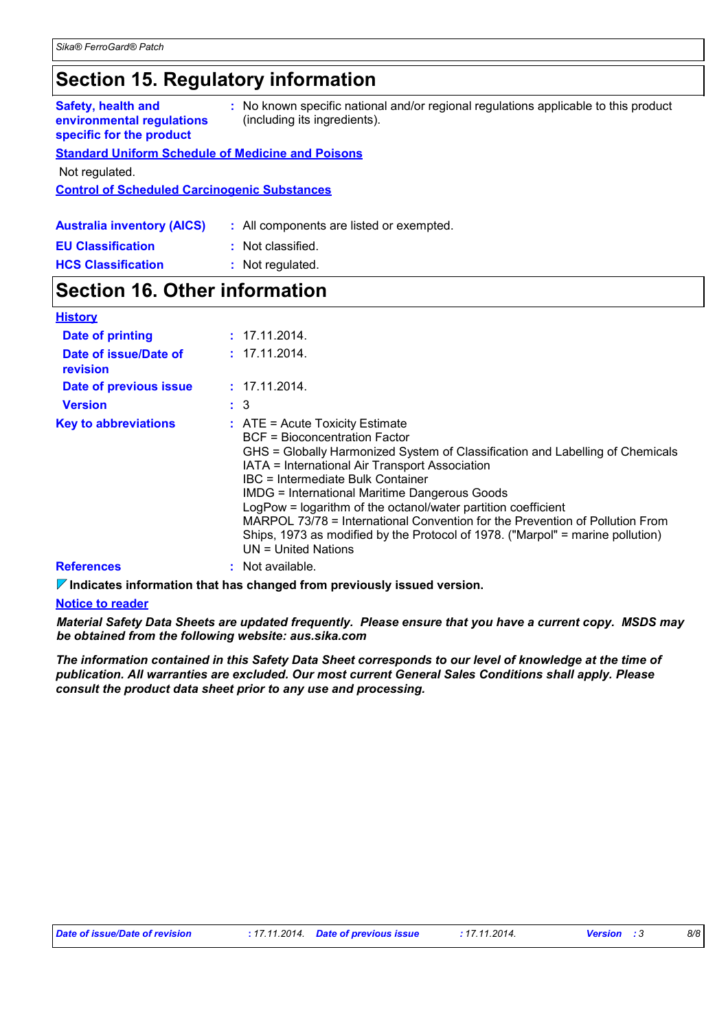## Section 15. Regulatory information

**Safety, health and environmental regulations specific for the product** : No known specific national and/or regional regulations applicable to this product (including its ingredients).

**Standard Uniform Schedule of Medicine and Poisons**

Not regulated.

**Control of Scheduled Carcinogenic Substances**

**Australia inventory (AICS)** : All components are listed or exempted.

**EU Classification** : Not classified.

**HCS Classification** : Not regulated.

## Section 16. Other information

**History**

**Date of printing** : 17.11.2014.

**Date of issue/Date of revision** : 17.11.2014.

**Date of previous issue** : 17.11.2014.

**Version** : 3

**Key to abbreviations** : ATE = Acute Toxicity Estimate
BCF = Bioconcentration Factor
GHS = Globally Harmonized System of Classification and Labelling of Chemicals
IATA = International Air Transport Association
IBC = Intermediate Bulk Container
IMDG = International Maritime Dangerous Goods
LogPow = logarithm of the octanol/water partition coefficient
MARPOL 73/78 = International Convention for the Prevention of Pollution From Ships, 1973 as modified by the Protocol of 1978. ("Marpol" = marine pollution)
UN = United Nations

**References** : Not available.

**Indicates information that has changed from previously issued version.**

**Notice to reader**

***Material Safety Data Sheets are updated frequently. Please ensure that you have a current copy. MSDS may be obtained from the following website: aus.sika.com***

***The information contained in this Safety Data Sheet corresponds to our level of knowledge at the time of publication. All warranties are excluded. Our most current General Sales Conditions shall apply. Please consult the product data sheet prior to any use and processing.***